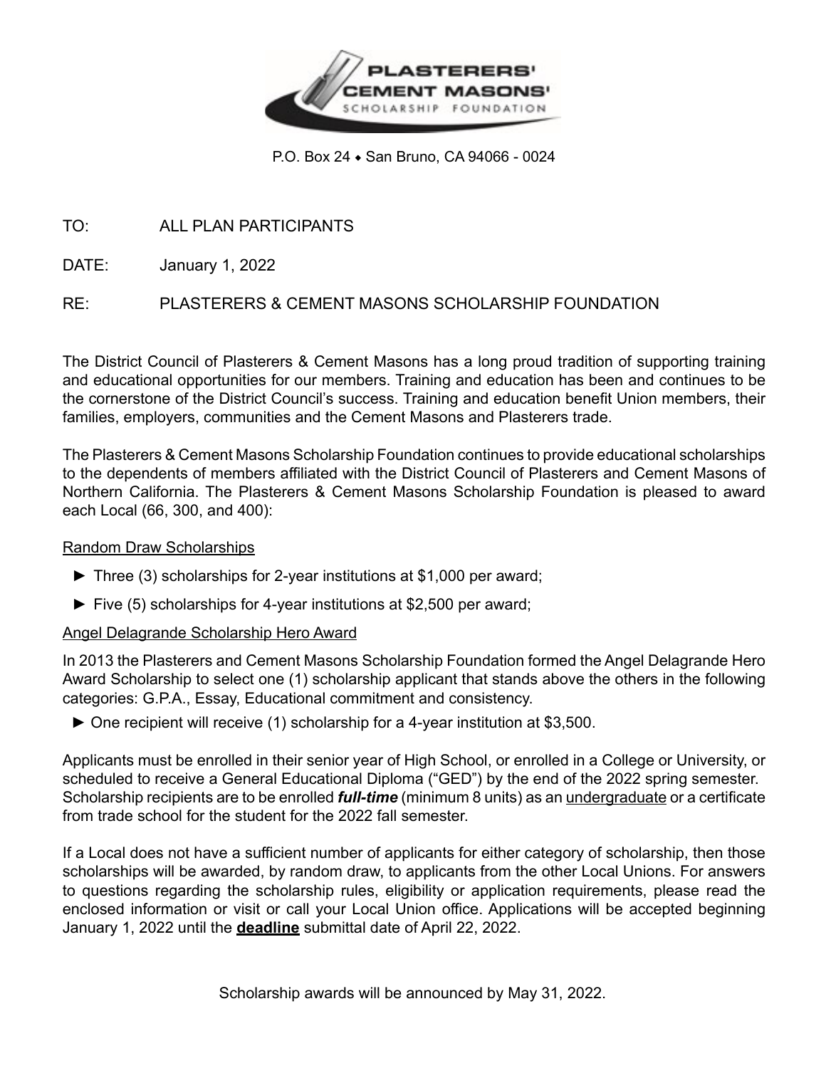PLASTERERS' CEMENT MASONS' SCHOLARSHIP FOUNDATION

P.O. Box 24 ◆ San Bruno, CA 94066 - 0024

TO: ALL PLAN PARTICIPANTS

DATE: January 1, 2022

RE: PLASTERERS & CEMENT MASONS SCHOLARSHIP FOUNDATION

The District Council of Plasterers & Cement Masons has a long proud tradition of supporting training and educational opportunities for our members. Training and education has been and continues to be the cornerstone of the District Council's success. Training and education benefit Union members, their families, employers, communities and the Cement Masons and Plasterers trade.

The Plasterers & Cement Masons Scholarship Foundation continues to provide educational scholarships to the dependents of members affiliated with the District Council of Plasterers and Cement Masons of Northern California. The Plasterers & Cement Masons Scholarship Foundation is pleased to award each Local (66, 300, and 400):

<u>Random Draw Scholarships</u>

- ► Three (3) scholarships for 2-year institutions at $1,000 per award;
- ► Five (5) scholarships for 4-year institutions at $2,500 per award;

<u>Angel Delagrande Scholarship Hero Award</u>

In 2013 the Plasterers and Cement Masons Scholarship Foundation formed the Angel Delagrande Hero Award Scholarship to select one (1) scholarship applicant that stands above the others in the following categories: G.P.A., Essay, Educational commitment and consistency.

- ► One recipient will receive (1) scholarship for a 4-year institution at $3,500.

Applicants must be enrolled in their senior year of High School, or enrolled in a College or University, or scheduled to receive a General Educational Diploma ("GED") by the end of the 2022 spring semester. Scholarship recipients are to be enrolled ***full-time*** (minimum 8 units) as an <u>undergraduate</u> or a certificate from trade school for the student for the 2022 fall semester.

If a Local does not have a sufficient number of applicants for either category of scholarship, then those scholarships will be awarded, by random draw, to applicants from the other Local Unions. For answers to questions regarding the scholarship rules, eligibility or application requirements, please read the enclosed information or visit or call your Local Union office. Applications will be accepted beginning January 1, 2022 until the **<u>deadline</u>** submittal date of April 22, 2022.

Scholarship awards will be announced by May 31, 2022.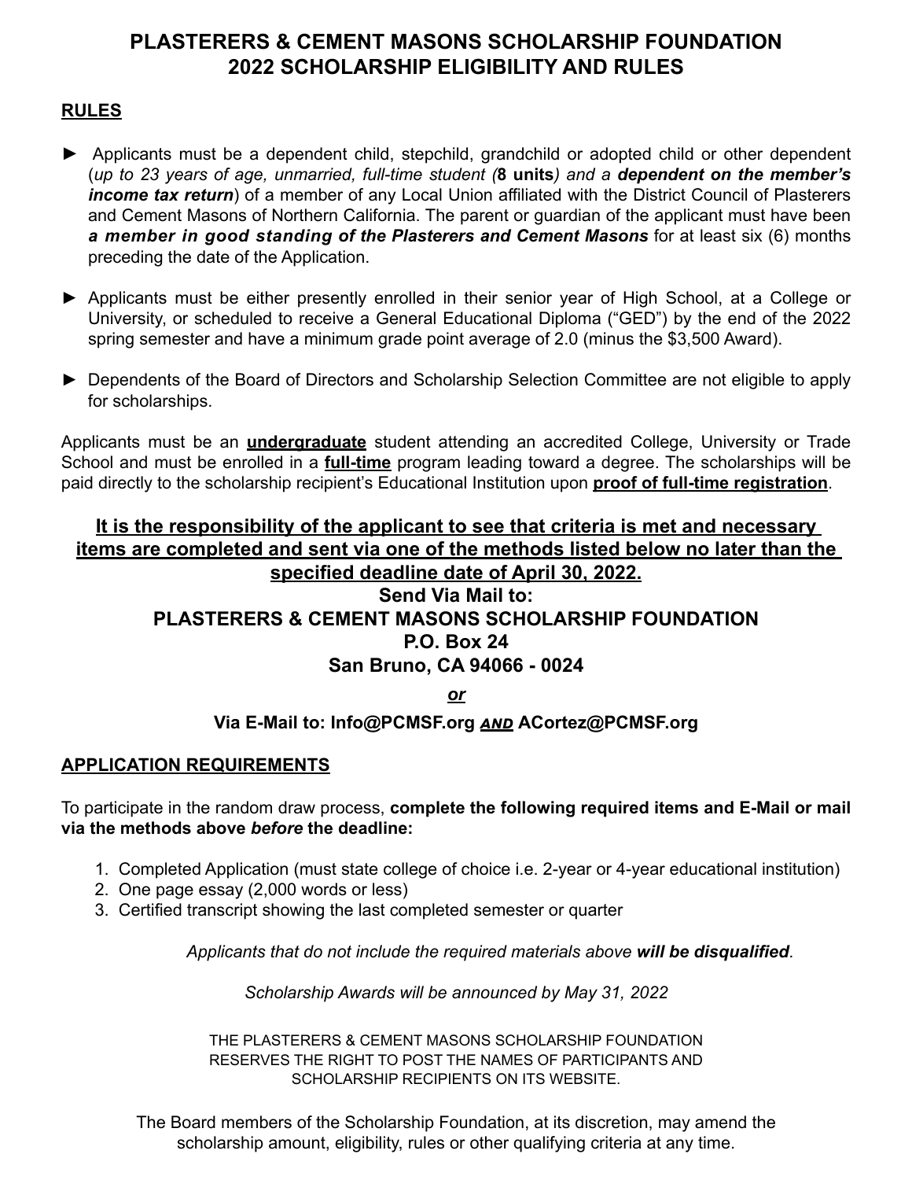# PLASTERERS & CEMENT MASONS SCHOLARSHIP FOUNDATION 2022 SCHOLARSHIP ELIGIBILITY AND RULES

## RULES

- Applicants must be a dependent child, stepchild, grandchild or adopted child or other dependent (*up to 23 years of age, unmarried, full-time student (***8 units***) and a* ***dependent on the member's income tax return***) of a member of any Local Union affiliated with the District Council of Plasterers and Cement Masons of Northern California. The parent or guardian of the applicant must have been ***a member in good standing of the Plasterers and Cement Masons*** for at least six (6) months preceding the date of the Application.

- Applicants must be either presently enrolled in their senior year of High School, at a College or University, or scheduled to receive a General Educational Diploma ("GED") by the end of the 2022 spring semester and have a minimum grade point average of 2.0 (minus the $3,500 Award).

- Dependents of the Board of Directors and Scholarship Selection Committee are not eligible to apply for scholarships.

Applicants must be an **undergraduate** student attending an accredited College, University or Trade School and must be enrolled in a **full-time** program leading toward a degree. The scholarships will be paid directly to the scholarship recipient's Educational Institution upon **proof of full-time registration**.

**It is the responsibility of the applicant to see that criteria is met and necessary items are completed and sent via one of the methods listed below no later than the specified deadline date of April 30, 2022.**

**Send Via Mail to:**
**PLASTERERS & CEMENT MASONS SCHOLARSHIP FOUNDATION**
**P.O. Box 24**
**San Bruno, CA 94066 - 0024**

*or*

**Via E-Mail to: Info@PCMSF.org *AND* ACortez@PCMSF.org**

## APPLICATION REQUIREMENTS

To participate in the random draw process, **complete the following required items and E-Mail or mail via the methods above *before* the deadline:**

1. Completed Application (must state college of choice i.e. 2-year or 4-year educational institution)
2. One page essay (2,000 words or less)
3. Certified transcript showing the last completed semester or quarter

*Applicants that do not include the required materials above* ***will be disqualified****.*

*Scholarship Awards will be announced by May 31, 2022*

THE PLASTERERS & CEMENT MASONS SCHOLARSHIP FOUNDATION RESERVES THE RIGHT TO POST THE NAMES OF PARTICIPANTS AND SCHOLARSHIP RECIPIENTS ON ITS WEBSITE.

The Board members of the Scholarship Foundation, at its discretion, may amend the scholarship amount, eligibility, rules or other qualifying criteria at any time.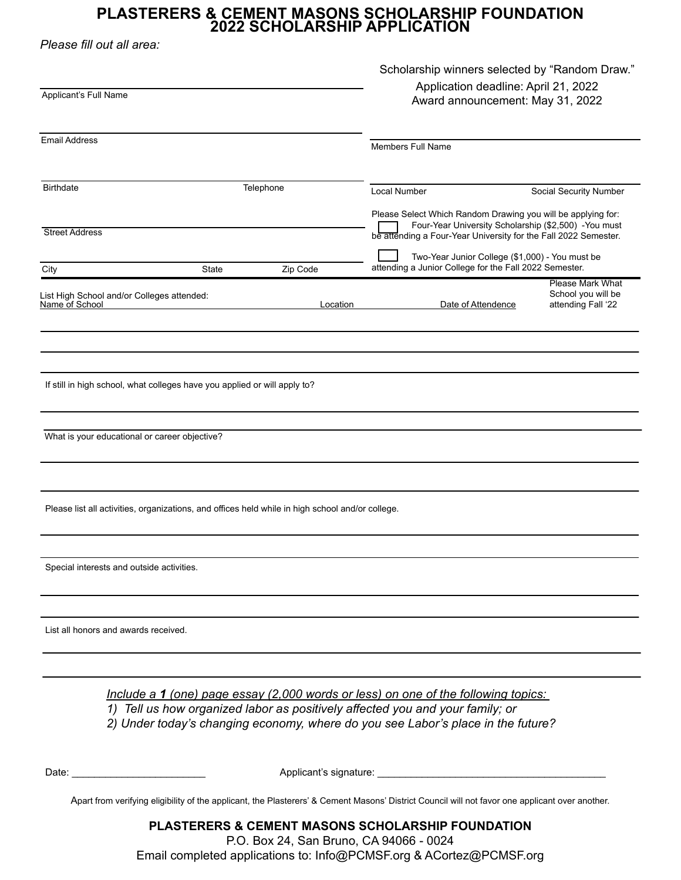# PLASTERERS & CEMENT MASONS SCHOLARSHIP FOUNDATION
# 2022 SCHOLARSHIP APPLICATION

*Please fill out all area:*

Scholarship winners selected by "Random Draw."

Application deadline: April 21, 2022

Award announcement: May 31, 2022

Applicant's Full Name

Email Address

Members Full Name

Birthdate | Telephone

Local Number | Social Security Number

Street Address

Please Select Which Random Drawing you will be applying for:

☐ Four-Year University Scholarship ($2,500) -You must be attending a Four-Year University for the Fall 2022 Semester.

☐ Two-Year Junior College ($1,000) - You must be attending a Junior College for the Fall 2022 Semester.

City | State | Zip Code

List High School and/or Colleges attended:

| Name of School | Location | Date of Attendence | Please Mark What School you will be attending Fall '22 |
|---|---|---|---|
| | | | |
| | | | |
| | | | |

If still in high school, what colleges have you applied or will apply to?

What is your educational or career objective?

Please list all activities, organizations, and offices held while in high school and/or college.

Special interests and outside activities.

List all honors and awards received.

*Include a **1** (one) page essay (2,000 words or less) on one of the following topics:*

*1) Tell us how organized labor as positively affected you and your family; or*

*2) Under today's changing economy, where do you see Labor's place in the future?*

Date: _______________________ Applicant's signature: ________________________________________

Apart from verifying eligibility of the applicant, the Plasterers' & Cement Masons' District Council will not favor one applicant over another.

**PLASTERERS & CEMENT MASONS SCHOLARSHIP FOUNDATION**

P.O. Box 24, San Bruno, CA 94066 - 0024

Email completed applications to: Info@PCMSF.org & ACortez@PCMSF.org